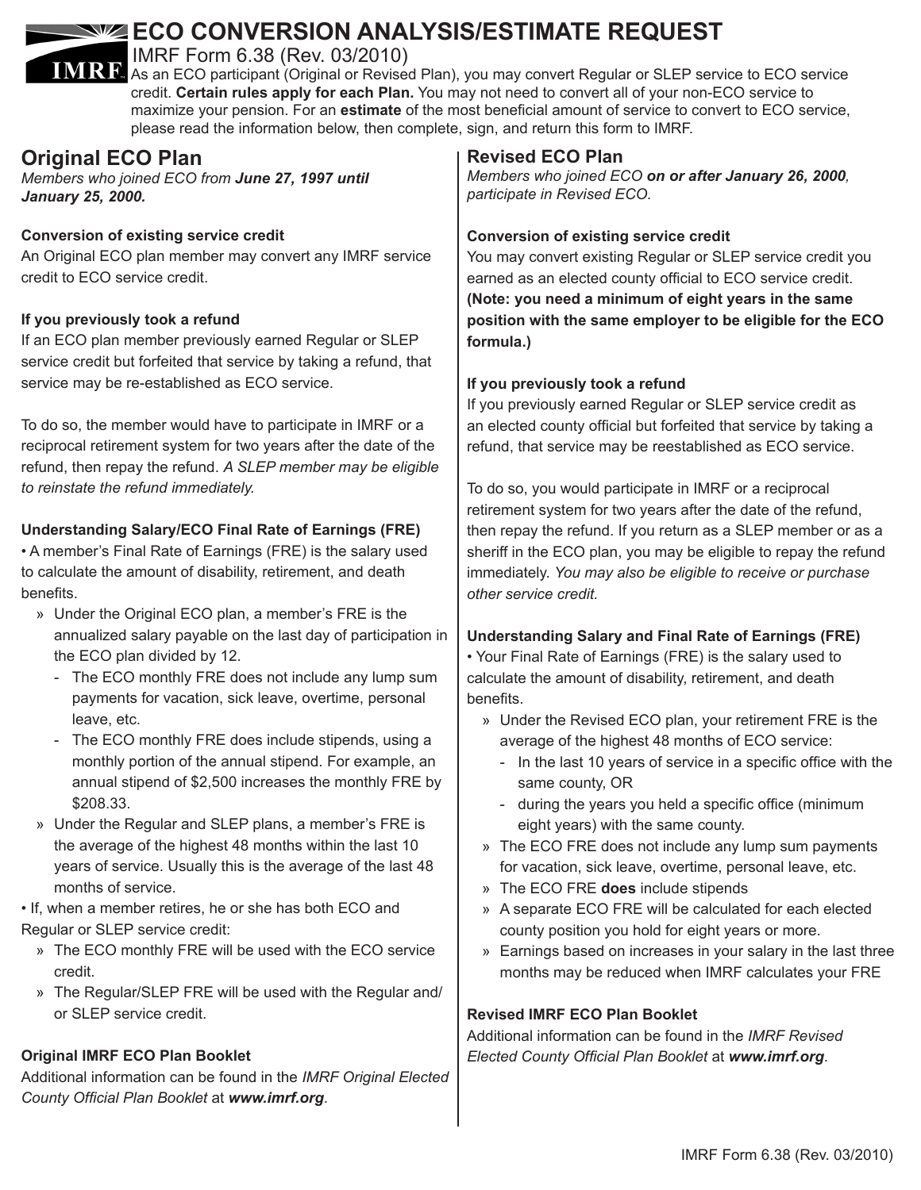# ECO CONVERSION ANALYSIS/ESTIMATE REQUEST

IMRF Form 6.38 (Rev. 03/2010)

As an ECO participant (Original or Revised Plan), you may convert Regular or SLEP service to ECO service credit. **Certain rules apply for each Plan.** You may not need to convert all of your non-ECO service to maximize your pension. For an **estimate** of the most beneficial amount of service to convert to ECO service, please read the information below, then complete, sign, and return this form to IMRF.

## Original ECO Plan

*Members who joined ECO from **June 27, 1997 until January 25, 2000.***

**Conversion of existing service credit**

An Original ECO plan member may convert any IMRF service credit to ECO service credit.

**If you previously took a refund**

If an ECO plan member previously earned Regular or SLEP service credit but forfeited that service by taking a refund, that service may be re-established as ECO service.

To do so, the member would have to participate in IMRF or a reciprocal retirement system for two years after the date of the refund, then repay the refund. *A SLEP member may be eligible to reinstate the refund immediately.*

**Understanding Salary/ECO Final Rate of Earnings (FRE)**

- A member's Final Rate of Earnings (FRE) is the salary used to calculate the amount of disability, retirement, and death benefits.
  - Under the Original ECO plan, a member's FRE is the annualized salary payable on the last day of participation in the ECO plan divided by 12.
    - The ECO monthly FRE does not include any lump sum payments for vacation, sick leave, overtime, personal leave, etc.
    - The ECO monthly FRE does include stipends, using a monthly portion of the annual stipend. For example, an annual stipend of $2,500 increases the monthly FRE by $208.33.
  - Under the Regular and SLEP plans, a member's FRE is the average of the highest 48 months within the last 10 years of service. Usually this is the average of the last 48 months of service.
- If, when a member retires, he or she has both ECO and Regular or SLEP service credit:
  - The ECO monthly FRE will be used with the ECO service credit.
  - The Regular/SLEP FRE will be used with the Regular and/or SLEP service credit.

**Original IMRF ECO Plan Booklet**

Additional information can be found in the *IMRF Original Elected County Official Plan Booklet* at ***www.imrf.org***.

## Revised ECO Plan

*Members who joined ECO **on or after January 26, 2000**, participate in Revised ECO.*

**Conversion of existing service credit**

You may convert existing Regular or SLEP service credit you earned as an elected county official to ECO service credit. **(Note: you need a minimum of eight years in the same position with the same employer to be eligible for the ECO formula.)**

**If you previously took a refund**

If you previously earned Regular or SLEP service credit as an elected county official but forfeited that service by taking a refund, that service may be reestablished as ECO service.

To do so, you would participate in IMRF or a reciprocal retirement system for two years after the date of the refund, then repay the refund. If you return as a SLEP member or as a sheriff in the ECO plan, you may be eligible to repay the refund immediately. *You may also be eligible to receive or purchase other service credit.*

**Understanding Salary and Final Rate of Earnings (FRE)**

- Your Final Rate of Earnings (FRE) is the salary used to calculate the amount of disability, retirement, and death benefits.
  - Under the Revised ECO plan, your retirement FRE is the average of the highest 48 months of ECO service:
    - In the last 10 years of service in a specific office with the same county, OR
    - during the years you held a specific office (minimum eight years) with the same county.
  - The ECO FRE does not include any lump sum payments for vacation, sick leave, overtime, personal leave, etc.
  - The ECO FRE **does** include stipends
  - A separate ECO FRE will be calculated for each elected county position you hold for eight years or more.
  - Earnings based on increases in your salary in the last three months may be reduced when IMRF calculates your FRE

**Revised IMRF ECO Plan Booklet**

Additional information can be found in the *IMRF Revised Elected County Official Plan Booklet* at ***www.imrf.org***.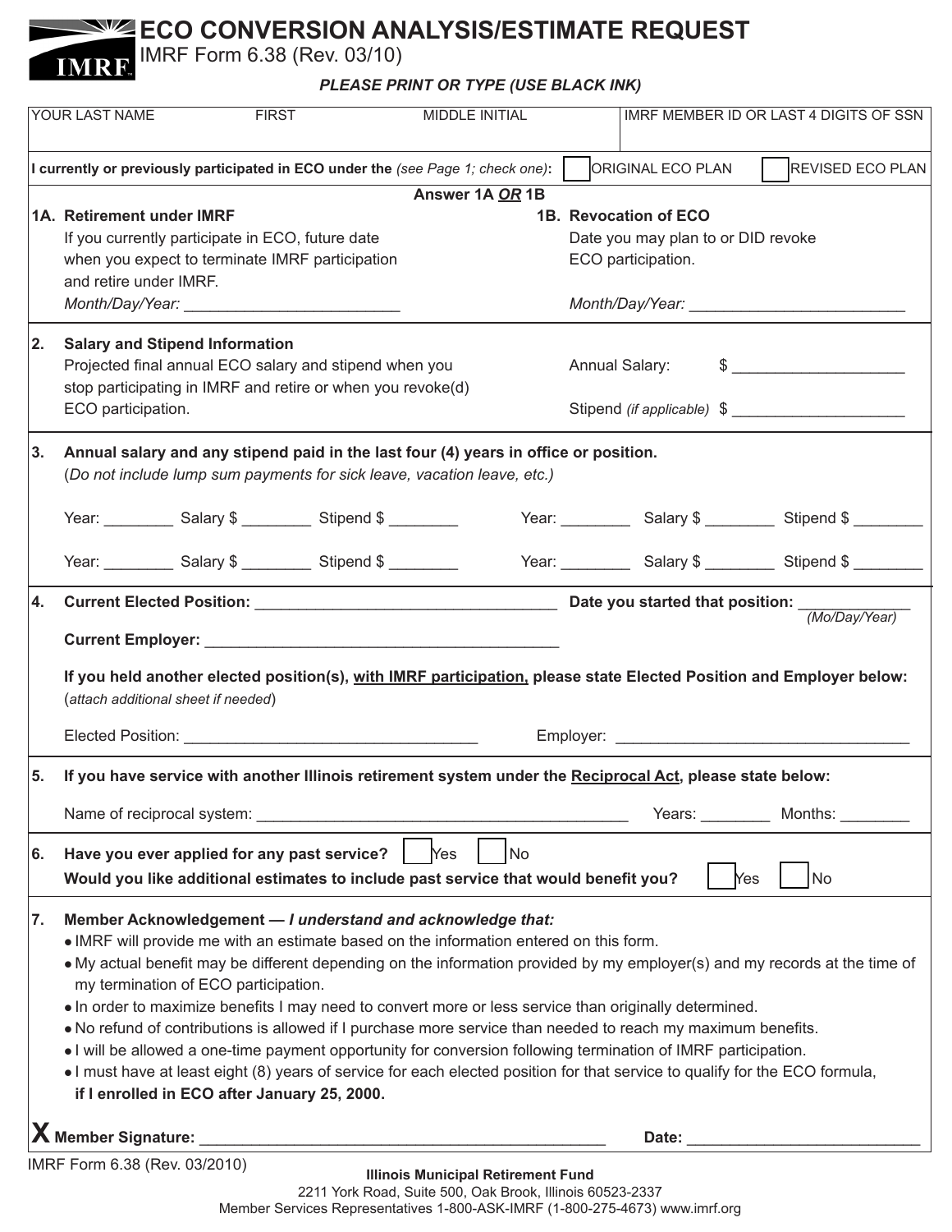# ECO CONVERSION ANALYSIS/ESTIMATE REQUEST

IMRF Form 6.38 (Rev. 03/10)

***PLEASE PRINT OR TYPE (USE BLACK INK)***

| YOUR LAST NAME | FIRST | MIDDLE INITIAL | IMRF MEMBER ID OR LAST 4 DIGITS OF SSN |
|---|---|---|---|
| | | | |

**I currently or previously participated in ECO under the** *(see Page 1; check one)*: ☐ ORIGINAL ECO PLAN ☐ REVISED ECO PLAN

**Answer 1A *OR* 1B**

**1A. Retirement under IMRF**
If you currently participate in ECO, future date when you expect to terminate IMRF participation and retire under IMRF.
*Month/Day/Year:* ________________________

**1B. Revocation of ECO**
Date you may plan to or DID revoke ECO participation.
*Month/Day/Year:* ________________________

**2. Salary and Stipend Information**
Projected final annual ECO salary and stipend when you stop participating in IMRF and retire or when you revoke(d) ECO participation.

Annual Salary: $ ____________________

Stipend *(if applicable)* $ ____________________

**3. Annual salary and any stipend paid in the last four (4) years in office or position.**
(*Do not include lump sum payments for sick leave, vacation leave, etc.)*

Year: ________ Salary $ ________ Stipend $ ________ Year: ________ Salary $ ________ Stipend $ ________

Year: ________ Salary $ ________ Stipend $ ________ Year: ________ Salary $ ________ Stipend $ ________

**4. Current Elected Position:** ___________________________________ **Date you started that position:** ____________ *(Mo/Day/Year)*

**Current Employer:** ________________________________________

**If you held another elected position(s), with IMRF participation, please state Elected Position and Employer below:**
(*attach additional sheet if needed*)

Elected Position: _________________________________ Employer: _________________________________

**5. If you have service with another Illinois retirement system under the Reciprocal Act, please state below:**

Name of reciprocal system: ___________________________________________ Years: ________ Months: ________

**6. Have you ever applied for any past service?** ☐ Yes ☐ No

**Would you like additional estimates to include past service that would benefit you?** ☐ Yes ☐ No

**7. Member Acknowledgement — *I understand and acknowledge that:***

- IMRF will provide me with an estimate based on the information entered on this form.
- My actual benefit may be different depending on the information provided by my employer(s) and my records at the time of my termination of ECO participation.
- In order to maximize benefits I may need to convert more or less service than originally determined.
- No refund of contributions is allowed if I purchase more service than needed to reach my maximum benefits.
- I will be allowed a one-time payment opportunity for conversion following termination of IMRF participation.
- I must have at least eight (8) years of service for each elected position for that service to qualify for the ECO formula, **if I enrolled in ECO after January 25, 2000.**

**X Member Signature:** ______________________________________________ **Date:** ___________________________

IMRF Form 6.38 (Rev. 03/2010)

**Illinois Municipal Retirement Fund**
2211 York Road, Suite 500, Oak Brook, Illinois 60523-2337
Member Services Representatives 1-800-ASK-IMRF (1-800-275-4673) www.imrf.org